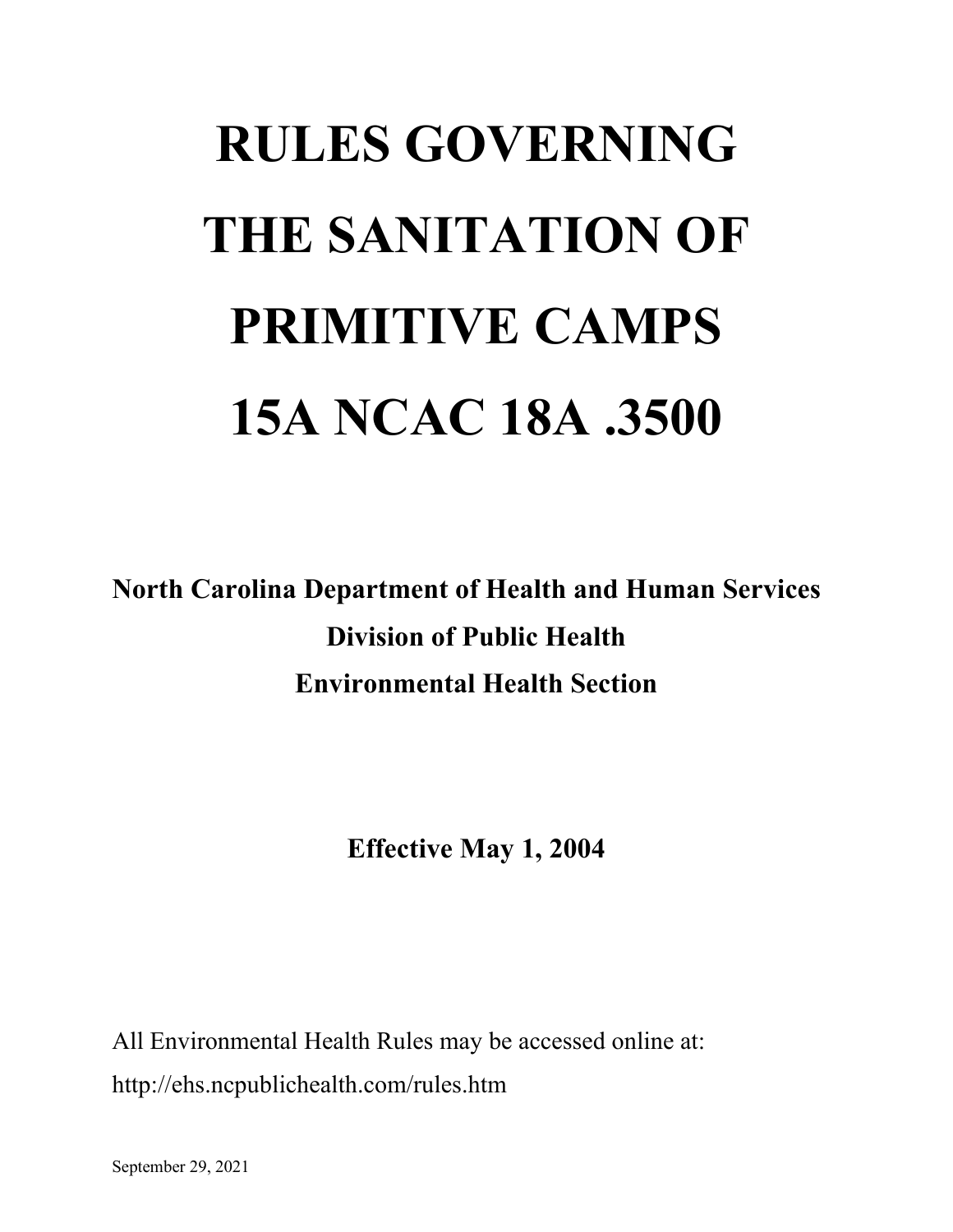# RULES GOVERNING THE SANITATION OF PRIMITIVE CAMPS 15A NCAC 18A .3500

**North Carolina Department of Health and Human Services**

**Division of Public Health**

**Environmental Health Section**

**Effective May 1, 2004**

All Environmental Health Rules may be accessed online at:

http://ehs.ncpublichealth.com/rules.htm

September 29, 2021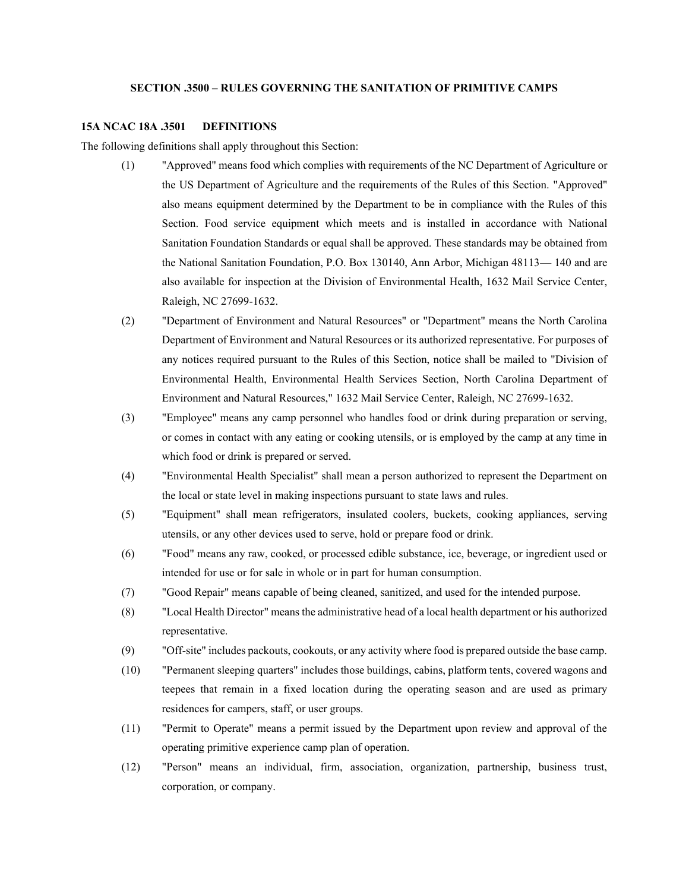## SECTION .3500 – RULES GOVERNING THE SANITATION OF PRIMITIVE CAMPS

### 15A NCAC 18A .3501 DEFINITIONS

The following definitions shall apply throughout this Section:

(1) "Approved" means food which complies with requirements of the NC Department of Agriculture or the US Department of Agriculture and the requirements of the Rules of this Section. "Approved" also means equipment determined by the Department to be in compliance with the Rules of this Section. Food service equipment which meets and is installed in accordance with National Sanitation Foundation Standards or equal shall be approved. These standards may be obtained from the National Sanitation Foundation, P.O. Box 130140, Ann Arbor, Michigan 48113— 140 and are also available for inspection at the Division of Environmental Health, 1632 Mail Service Center, Raleigh, NC 27699-1632.

(2) "Department of Environment and Natural Resources" or "Department" means the North Carolina Department of Environment and Natural Resources or its authorized representative. For purposes of any notices required pursuant to the Rules of this Section, notice shall be mailed to "Division of Environmental Health, Environmental Health Services Section, North Carolina Department of Environment and Natural Resources," 1632 Mail Service Center, Raleigh, NC 27699-1632.

(3) "Employee" means any camp personnel who handles food or drink during preparation or serving, or comes in contact with any eating or cooking utensils, or is employed by the camp at any time in which food or drink is prepared or served.

(4) "Environmental Health Specialist" shall mean a person authorized to represent the Department on the local or state level in making inspections pursuant to state laws and rules.

(5) "Equipment" shall mean refrigerators, insulated coolers, buckets, cooking appliances, serving utensils, or any other devices used to serve, hold or prepare food or drink.

(6) "Food" means any raw, cooked, or processed edible substance, ice, beverage, or ingredient used or intended for use or for sale in whole or in part for human consumption.

(7) "Good Repair" means capable of being cleaned, sanitized, and used for the intended purpose.

(8) "Local Health Director" means the administrative head of a local health department or his authorized representative.

(9) "Off-site" includes packouts, cookouts, or any activity where food is prepared outside the base camp.

(10) "Permanent sleeping quarters" includes those buildings, cabins, platform tents, covered wagons and teepees that remain in a fixed location during the operating season and are used as primary residences for campers, staff, or user groups.

(11) "Permit to Operate" means a permit issued by the Department upon review and approval of the operating primitive experience camp plan of operation.

(12) "Person" means an individual, firm, association, organization, partnership, business trust, corporation, or company.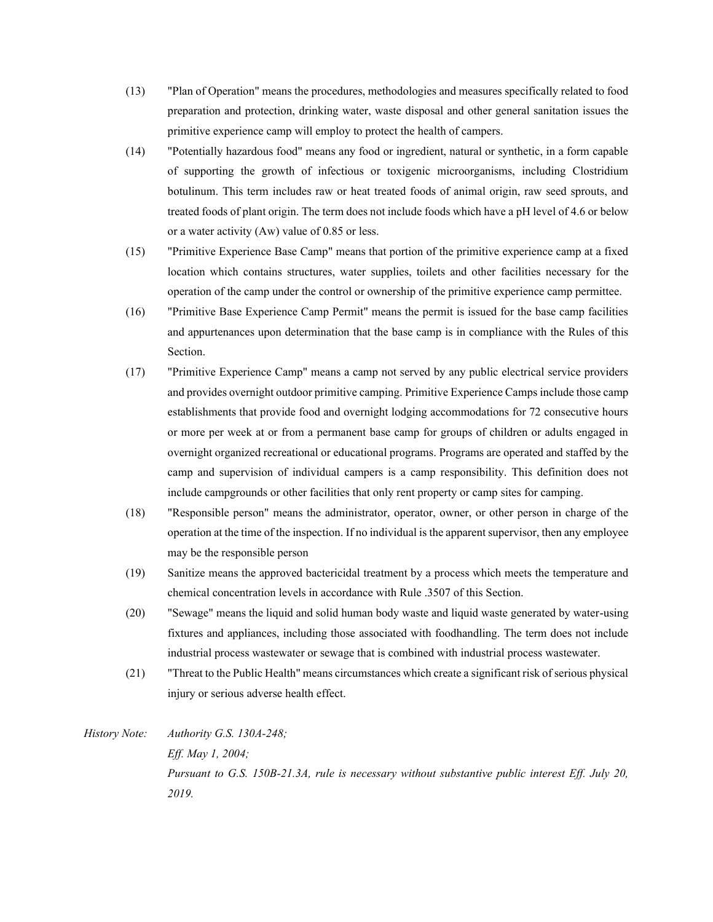(13) "Plan of Operation" means the procedures, methodologies and measures specifically related to food preparation and protection, drinking water, waste disposal and other general sanitation issues the primitive experience camp will employ to protect the health of campers.

(14) "Potentially hazardous food" means any food or ingredient, natural or synthetic, in a form capable of supporting the growth of infectious or toxigenic microorganisms, including Clostridium botulinum. This term includes raw or heat treated foods of animal origin, raw seed sprouts, and treated foods of plant origin. The term does not include foods which have a pH level of 4.6 or below or a water activity (Aw) value of 0.85 or less.

(15) "Primitive Experience Base Camp" means that portion of the primitive experience camp at a fixed location which contains structures, water supplies, toilets and other facilities necessary for the operation of the camp under the control or ownership of the primitive experience camp permittee.

(16) "Primitive Base Experience Camp Permit" means the permit is issued for the base camp facilities and appurtenances upon determination that the base camp is in compliance with the Rules of this Section.

(17) "Primitive Experience Camp" means a camp not served by any public electrical service providers and provides overnight outdoor primitive camping. Primitive Experience Camps include those camp establishments that provide food and overnight lodging accommodations for 72 consecutive hours or more per week at or from a permanent base camp for groups of children or adults engaged in overnight organized recreational or educational programs. Programs are operated and staffed by the camp and supervision of individual campers is a camp responsibility. This definition does not include campgrounds or other facilities that only rent property or camp sites for camping.

(18) "Responsible person" means the administrator, operator, owner, or other person in charge of the operation at the time of the inspection. If no individual is the apparent supervisor, then any employee may be the responsible person

(19) Sanitize means the approved bactericidal treatment by a process which meets the temperature and chemical concentration levels in accordance with Rule .3507 of this Section.

(20) "Sewage" means the liquid and solid human body waste and liquid waste generated by water-using fixtures and appliances, including those associated with foodhandling. The term does not include industrial process wastewater or sewage that is combined with industrial process wastewater.

(21) "Threat to the Public Health" means circumstances which create a significant risk of serious physical injury or serious adverse health effect.

*History Note: Authority G.S. 130A-248;*
*Eff. May 1, 2004;*
*Pursuant to G.S. 150B-21.3A, rule is necessary without substantive public interest Eff. July 20, 2019.*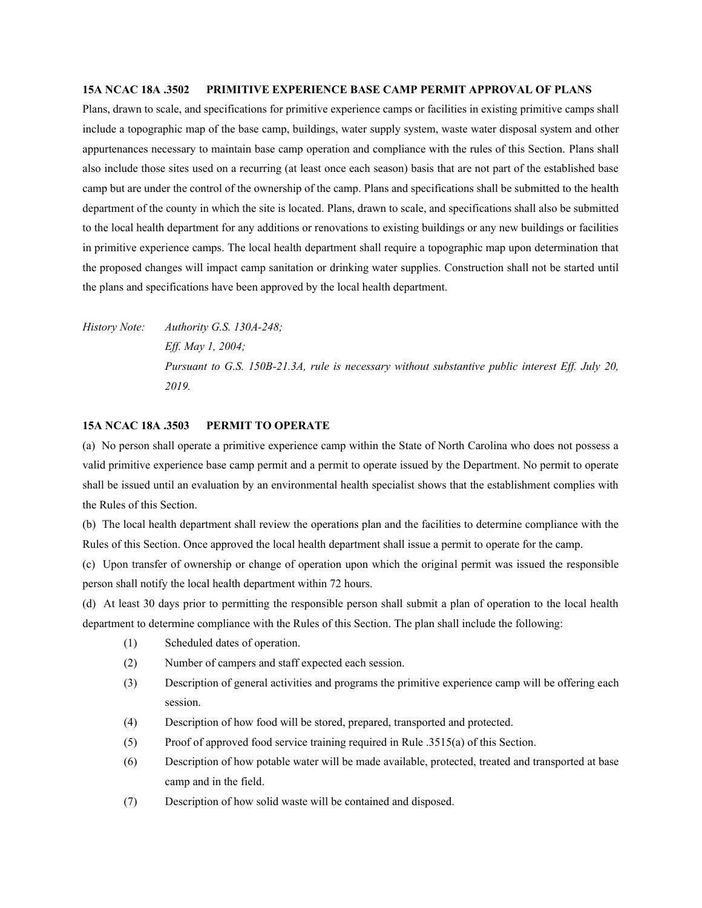**15A NCAC 18A .3502 PRIMITIVE EXPERIENCE BASE CAMP PERMIT APPROVAL OF PLANS**

Plans, drawn to scale, and specifications for primitive experience camps or facilities in existing primitive camps shall include a topographic map of the base camp, buildings, water supply system, waste water disposal system and other appurtenances necessary to maintain base camp operation and compliance with the rules of this Section. Plans shall also include those sites used on a recurring (at least once each season) basis that are not part of the established base camp but are under the control of the ownership of the camp. Plans and specifications shall be submitted to the health department of the county in which the site is located. Plans, drawn to scale, and specifications shall also be submitted to the local health department for any additions or renovations to existing buildings or any new buildings or facilities in primitive experience camps. The local health department shall require a topographic map upon determination that the proposed changes will impact camp sanitation or drinking water supplies. Construction shall not be started until the plans and specifications have been approved by the local health department.

*History Note: Authority G.S. 130A-248;*
*Eff. May 1, 2004;*
*Pursuant to G.S. 150B-21.3A, rule is necessary without substantive public interest Eff. July 20, 2019.*

**15A NCAC 18A .3503 PERMIT TO OPERATE**

(a) No person shall operate a primitive experience camp within the State of North Carolina who does not possess a valid primitive experience base camp permit and a permit to operate issued by the Department. No permit to operate shall be issued until an evaluation by an environmental health specialist shows that the establishment complies with the Rules of this Section.

(b) The local health department shall review the operations plan and the facilities to determine compliance with the Rules of this Section. Once approved the local health department shall issue a permit to operate for the camp.

(c) Upon transfer of ownership or change of operation upon which the original permit was issued the responsible person shall notify the local health department within 72 hours.

(d) At least 30 days prior to permitting the responsible person shall submit a plan of operation to the local health department to determine compliance with the Rules of this Section. The plan shall include the following:

(1) Scheduled dates of operation.

(2) Number of campers and staff expected each session.

(3) Description of general activities and programs the primitive experience camp will be offering each session.

(4) Description of how food will be stored, prepared, transported and protected.

(5) Proof of approved food service training required in Rule .3515(a) of this Section.

(6) Description of how potable water will be made available, protected, treated and transported at base camp and in the field.

(7) Description of how solid waste will be contained and disposed.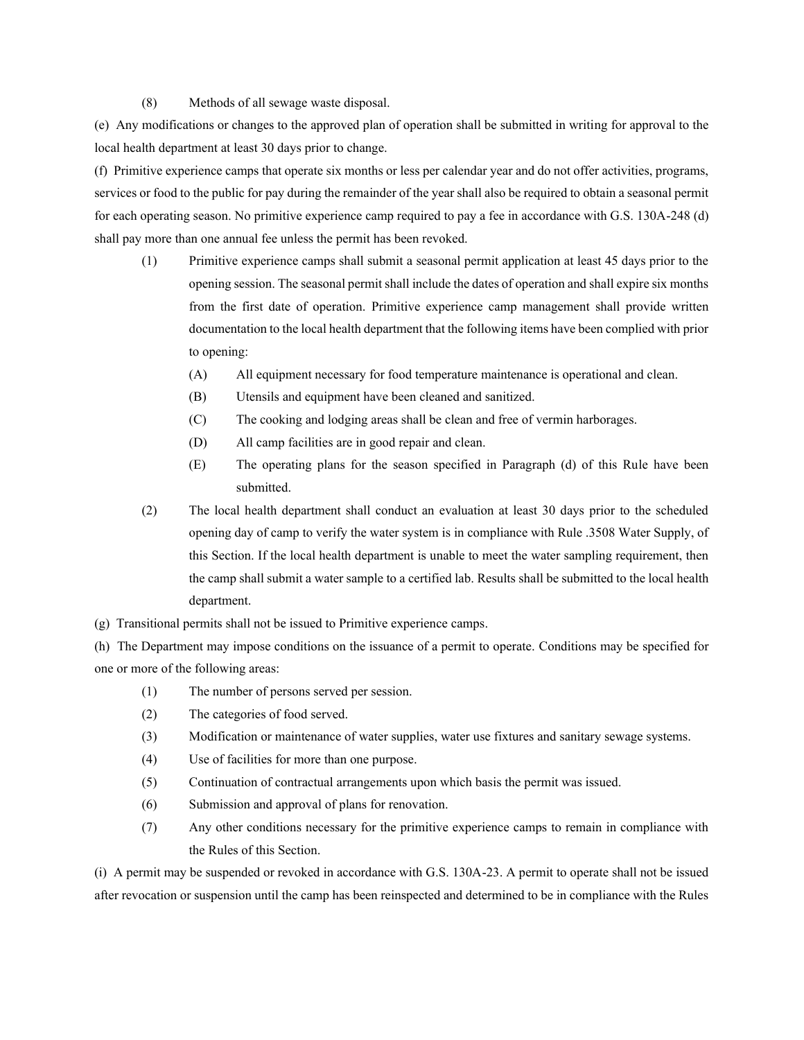(8) Methods of all sewage waste disposal.

(e) Any modifications or changes to the approved plan of operation shall be submitted in writing for approval to the local health department at least 30 days prior to change.

(f) Primitive experience camps that operate six months or less per calendar year and do not offer activities, programs, services or food to the public for pay during the remainder of the year shall also be required to obtain a seasonal permit for each operating season. No primitive experience camp required to pay a fee in accordance with G.S. 130A-248 (d) shall pay more than one annual fee unless the permit has been revoked.

- (1) Primitive experience camps shall submit a seasonal permit application at least 45 days prior to the opening session. The seasonal permit shall include the dates of operation and shall expire six months from the first date of operation. Primitive experience camp management shall provide written documentation to the local health department that the following items have been complied with prior to opening:
  - (A) All equipment necessary for food temperature maintenance is operational and clean.
  - (B) Utensils and equipment have been cleaned and sanitized.
  - (C) The cooking and lodging areas shall be clean and free of vermin harborages.
  - (D) All camp facilities are in good repair and clean.
  - (E) The operating plans for the season specified in Paragraph (d) of this Rule have been submitted.
- (2) The local health department shall conduct an evaluation at least 30 days prior to the scheduled opening day of camp to verify the water system is in compliance with Rule .3508 Water Supply, of this Section. If the local health department is unable to meet the water sampling requirement, then the camp shall submit a water sample to a certified lab. Results shall be submitted to the local health department.

(g) Transitional permits shall not be issued to Primitive experience camps.

(h) The Department may impose conditions on the issuance of a permit to operate. Conditions may be specified for one or more of the following areas:

- (1) The number of persons served per session.
- (2) The categories of food served.
- (3) Modification or maintenance of water supplies, water use fixtures and sanitary sewage systems.
- (4) Use of facilities for more than one purpose.
- (5) Continuation of contractual arrangements upon which basis the permit was issued.
- (6) Submission and approval of plans for renovation.
- (7) Any other conditions necessary for the primitive experience camps to remain in compliance with the Rules of this Section.

(i) A permit may be suspended or revoked in accordance with G.S. 130A-23. A permit to operate shall not be issued after revocation or suspension until the camp has been reinspected and determined to be in compliance with the Rules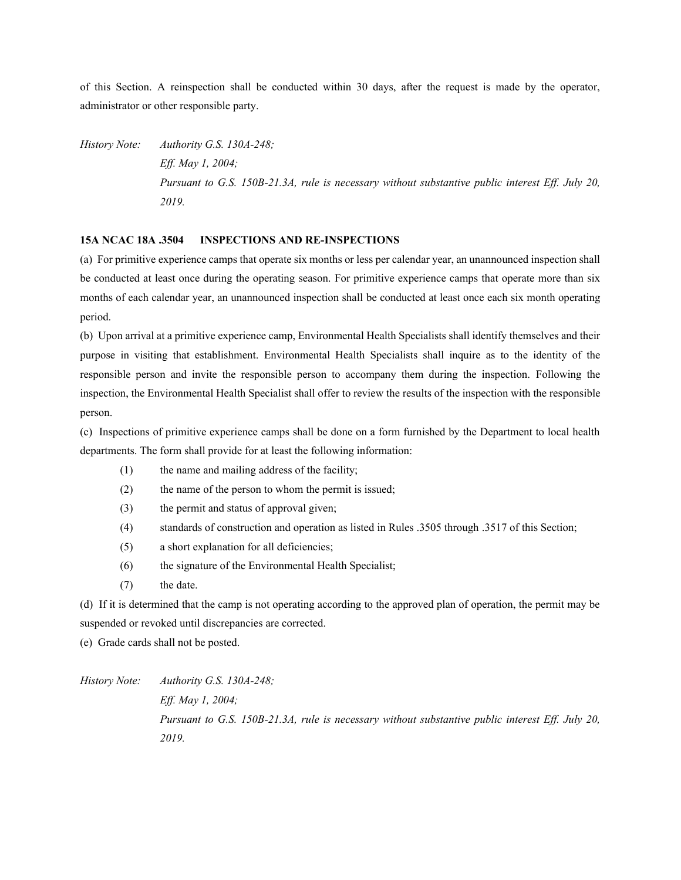of this Section. A reinspection shall be conducted within 30 days, after the request is made by the operator, administrator or other responsible party.

*History Note: Authority G.S. 130A-248;*
*Eff. May 1, 2004;*
*Pursuant to G.S. 150B-21.3A, rule is necessary without substantive public interest Eff. July 20, 2019.*

**15A NCAC 18A .3504 INSPECTIONS AND RE-INSPECTIONS**

(a) For primitive experience camps that operate six months or less per calendar year, an unannounced inspection shall be conducted at least once during the operating season. For primitive experience camps that operate more than six months of each calendar year, an unannounced inspection shall be conducted at least once each six month operating period.

(b) Upon arrival at a primitive experience camp, Environmental Health Specialists shall identify themselves and their purpose in visiting that establishment. Environmental Health Specialists shall inquire as to the identity of the responsible person and invite the responsible person to accompany them during the inspection. Following the inspection, the Environmental Health Specialist shall offer to review the results of the inspection with the responsible person.

(c) Inspections of primitive experience camps shall be done on a form furnished by the Department to local health departments. The form shall provide for at least the following information:

- (1) the name and mailing address of the facility;
- (2) the name of the person to whom the permit is issued;
- (3) the permit and status of approval given;
- (4) standards of construction and operation as listed in Rules .3505 through .3517 of this Section;
- (5) a short explanation for all deficiencies;
- (6) the signature of the Environmental Health Specialist;
- (7) the date.

(d) If it is determined that the camp is not operating according to the approved plan of operation, the permit may be suspended or revoked until discrepancies are corrected.

(e) Grade cards shall not be posted.

*History Note: Authority G.S. 130A-248;*
*Eff. May 1, 2004;*
*Pursuant to G.S. 150B-21.3A, rule is necessary without substantive public interest Eff. July 20, 2019.*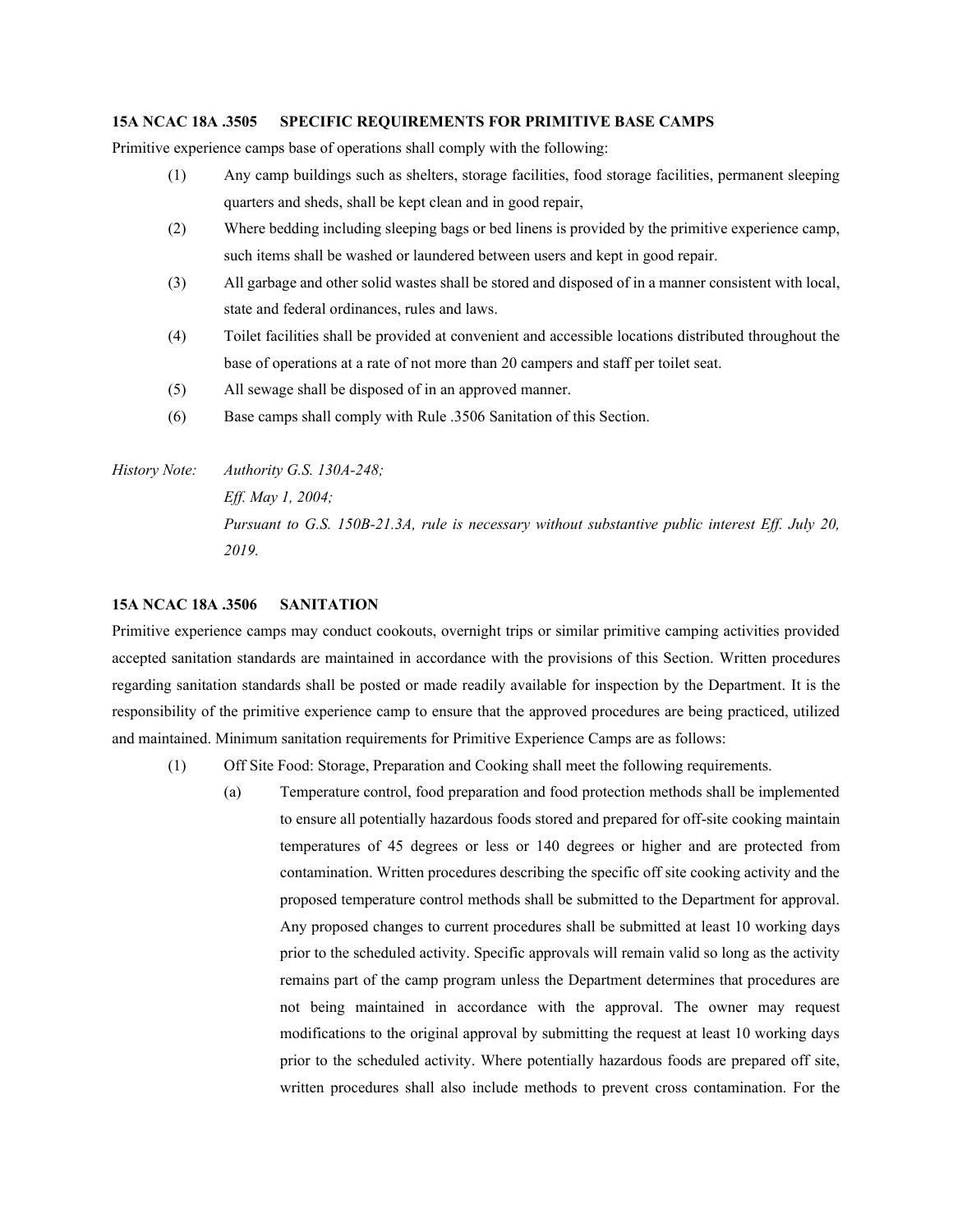**15A NCAC 18A .3505 SPECIFIC REQUIREMENTS FOR PRIMITIVE BASE CAMPS**

Primitive experience camps base of operations shall comply with the following:

(1) Any camp buildings such as shelters, storage facilities, food storage facilities, permanent sleeping quarters and sheds, shall be kept clean and in good repair,

(2) Where bedding including sleeping bags or bed linens is provided by the primitive experience camp, such items shall be washed or laundered between users and kept in good repair.

(3) All garbage and other solid wastes shall be stored and disposed of in a manner consistent with local, state and federal ordinances, rules and laws.

(4) Toilet facilities shall be provided at convenient and accessible locations distributed throughout the base of operations at a rate of not more than 20 campers and staff per toilet seat.

(5) All sewage shall be disposed of in an approved manner.

(6) Base camps shall comply with Rule .3506 Sanitation of this Section.

*History Note: Authority G.S. 130A-248;*
*Eff. May 1, 2004;*
*Pursuant to G.S. 150B-21.3A, rule is necessary without substantive public interest Eff. July 20, 2019.*

**15A NCAC 18A .3506 SANITATION**

Primitive experience camps may conduct cookouts, overnight trips or similar primitive camping activities provided accepted sanitation standards are maintained in accordance with the provisions of this Section. Written procedures regarding sanitation standards shall be posted or made readily available for inspection by the Department. It is the responsibility of the primitive experience camp to ensure that the approved procedures are being practiced, utilized and maintained. Minimum sanitation requirements for Primitive Experience Camps are as follows:

(1) Off Site Food: Storage, Preparation and Cooking shall meet the following requirements.

(a) Temperature control, food preparation and food protection methods shall be implemented to ensure all potentially hazardous foods stored and prepared for off-site cooking maintain temperatures of 45 degrees or less or 140 degrees or higher and are protected from contamination. Written procedures describing the specific off site cooking activity and the proposed temperature control methods shall be submitted to the Department for approval. Any proposed changes to current procedures shall be submitted at least 10 working days prior to the scheduled activity. Specific approvals will remain valid so long as the activity remains part of the camp program unless the Department determines that procedures are not being maintained in accordance with the approval. The owner may request modifications to the original approval by submitting the request at least 10 working days prior to the scheduled activity. Where potentially hazardous foods are prepared off site, written procedures shall also include methods to prevent cross contamination. For the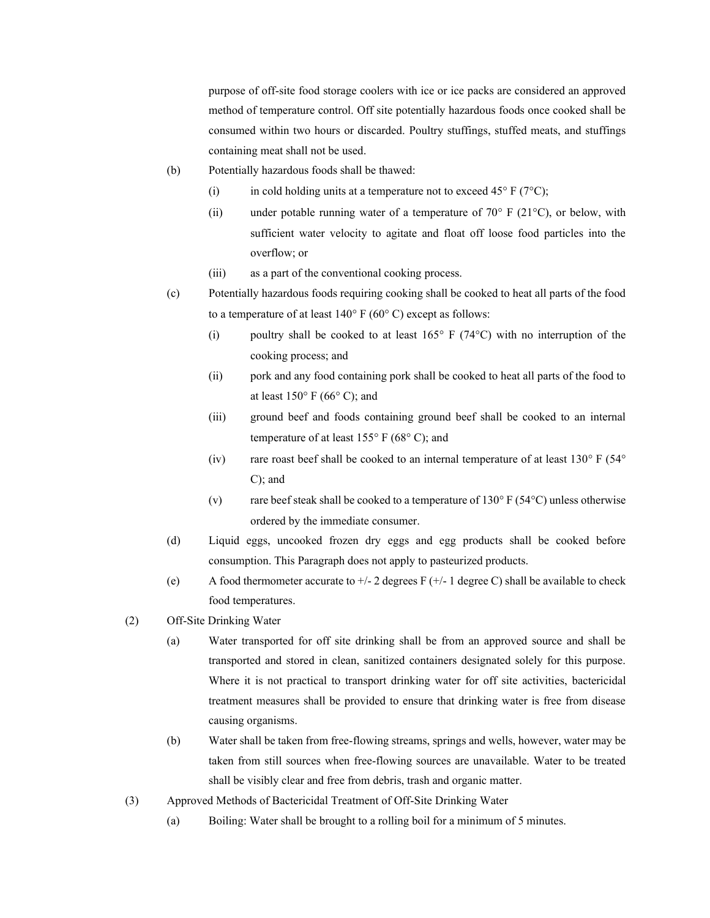purpose of off-site food storage coolers with ice or ice packs are considered an approved method of temperature control. Off site potentially hazardous foods once cooked shall be consumed within two hours or discarded. Poultry stuffings, stuffed meats, and stuffings containing meat shall not be used.

(b) Potentially hazardous foods shall be thawed:

(i) in cold holding units at a temperature not to exceed 45° F (7°C);

(ii) under potable running water of a temperature of 70° F (21°C), or below, with sufficient water velocity to agitate and float off loose food particles into the overflow; or

(iii) as a part of the conventional cooking process.

(c) Potentially hazardous foods requiring cooking shall be cooked to heat all parts of the food to a temperature of at least 140° F (60° C) except as follows:

(i) poultry shall be cooked to at least 165° F (74°C) with no interruption of the cooking process; and

(ii) pork and any food containing pork shall be cooked to heat all parts of the food to at least 150° F (66° C); and

(iii) ground beef and foods containing ground beef shall be cooked to an internal temperature of at least 155° F (68° C); and

(iv) rare roast beef shall be cooked to an internal temperature of at least 130° F (54° C); and

(v) rare beef steak shall be cooked to a temperature of 130° F (54°C) unless otherwise ordered by the immediate consumer.

(d) Liquid eggs, uncooked frozen dry eggs and egg products shall be cooked before consumption. This Paragraph does not apply to pasteurized products.

(e) A food thermometer accurate to +/- 2 degrees F (+/- 1 degree C) shall be available to check food temperatures.

(2) Off-Site Drinking Water

(a) Water transported for off site drinking shall be from an approved source and shall be transported and stored in clean, sanitized containers designated solely for this purpose. Where it is not practical to transport drinking water for off site activities, bactericidal treatment measures shall be provided to ensure that drinking water is free from disease causing organisms.

(b) Water shall be taken from free-flowing streams, springs and wells, however, water may be taken from still sources when free-flowing sources are unavailable. Water to be treated shall be visibly clear and free from debris, trash and organic matter.

(3) Approved Methods of Bactericidal Treatment of Off-Site Drinking Water

(a) Boiling: Water shall be brought to a rolling boil for a minimum of 5 minutes.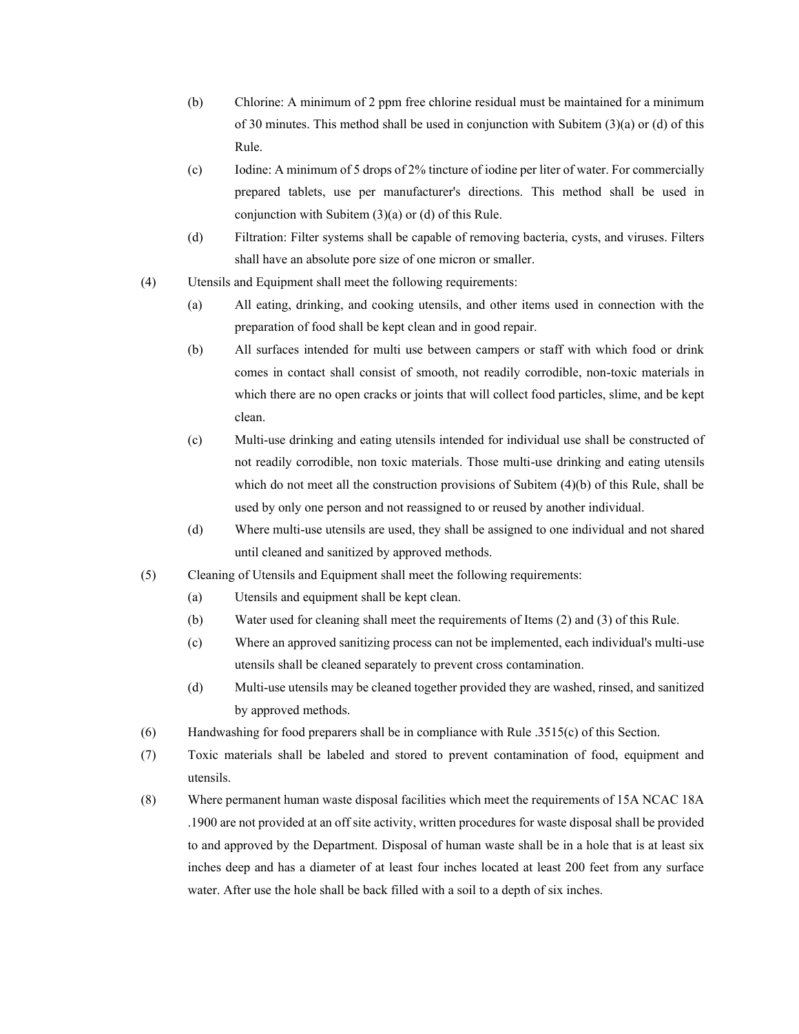(b) Chlorine: A minimum of 2 ppm free chlorine residual must be maintained for a minimum of 30 minutes. This method shall be used in conjunction with Subitem (3)(a) or (d) of this Rule.

(c) Iodine: A minimum of 5 drops of 2% tincture of iodine per liter of water. For commercially prepared tablets, use per manufacturer's directions. This method shall be used in conjunction with Subitem (3)(a) or (d) of this Rule.

(d) Filtration: Filter systems shall be capable of removing bacteria, cysts, and viruses. Filters shall have an absolute pore size of one micron or smaller.

(4) Utensils and Equipment shall meet the following requirements:

(a) All eating, drinking, and cooking utensils, and other items used in connection with the preparation of food shall be kept clean and in good repair.

(b) All surfaces intended for multi use between campers or staff with which food or drink comes in contact shall consist of smooth, not readily corrodible, non-toxic materials in which there are no open cracks or joints that will collect food particles, slime, and be kept clean.

(c) Multi-use drinking and eating utensils intended for individual use shall be constructed of not readily corrodible, non toxic materials. Those multi-use drinking and eating utensils which do not meet all the construction provisions of Subitem (4)(b) of this Rule, shall be used by only one person and not reassigned to or reused by another individual.

(d) Where multi-use utensils are used, they shall be assigned to one individual and not shared until cleaned and sanitized by approved methods.

(5) Cleaning of Utensils and Equipment shall meet the following requirements:

(a) Utensils and equipment shall be kept clean.

(b) Water used for cleaning shall meet the requirements of Items (2) and (3) of this Rule.

(c) Where an approved sanitizing process can not be implemented, each individual's multi-use utensils shall be cleaned separately to prevent cross contamination.

(d) Multi-use utensils may be cleaned together provided they are washed, rinsed, and sanitized by approved methods.

(6) Handwashing for food preparers shall be in compliance with Rule .3515(c) of this Section.

(7) Toxic materials shall be labeled and stored to prevent contamination of food, equipment and utensils.

(8) Where permanent human waste disposal facilities which meet the requirements of 15A NCAC 18A .1900 are not provided at an off site activity, written procedures for waste disposal shall be provided to and approved by the Department. Disposal of human waste shall be in a hole that is at least six inches deep and has a diameter of at least four inches located at least 200 feet from any surface water. After use the hole shall be back filled with a soil to a depth of six inches.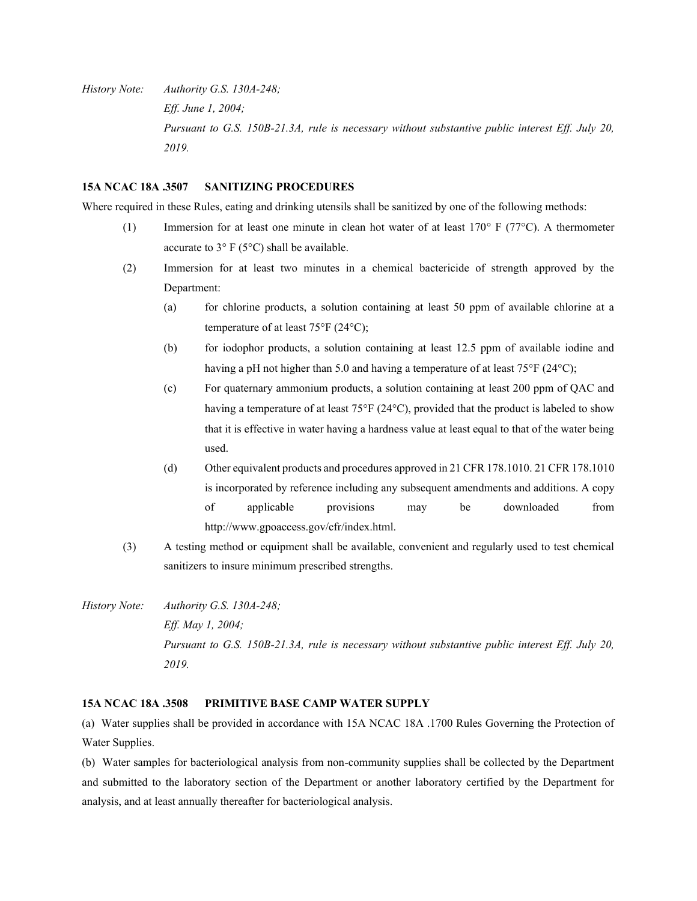*History Note: Authority G.S. 130A-248;*
*Eff. June 1, 2004;*
*Pursuant to G.S. 150B-21.3A, rule is necessary without substantive public interest Eff. July 20, 2019.*

**15A NCAC 18A .3507 SANITIZING PROCEDURES**

Where required in these Rules, eating and drinking utensils shall be sanitized by one of the following methods:

(1) Immersion for at least one minute in clean hot water of at least 170° F (77°C). A thermometer accurate to 3° F (5°C) shall be available.

(2) Immersion for at least two minutes in a chemical bactericide of strength approved by the Department:

(a) for chlorine products, a solution containing at least 50 ppm of available chlorine at a temperature of at least 75°F (24°C);

(b) for iodophor products, a solution containing at least 12.5 ppm of available iodine and having a pH not higher than 5.0 and having a temperature of at least 75°F (24°C);

(c) For quaternary ammonium products, a solution containing at least 200 ppm of QAC and having a temperature of at least 75°F (24°C), provided that the product is labeled to show that it is effective in water having a hardness value at least equal to that of the water being used.

(d) Other equivalent products and procedures approved in 21 CFR 178.1010. 21 CFR 178.1010 is incorporated by reference including any subsequent amendments and additions. A copy of applicable provisions may be downloaded from http://www.gpoaccess.gov/cfr/index.html.

(3) A testing method or equipment shall be available, convenient and regularly used to test chemical sanitizers to insure minimum prescribed strengths.

*History Note: Authority G.S. 130A-248;*
*Eff. May 1, 2004;*
*Pursuant to G.S. 150B-21.3A, rule is necessary without substantive public interest Eff. July 20, 2019.*

**15A NCAC 18A .3508 PRIMITIVE BASE CAMP WATER SUPPLY**

(a) Water supplies shall be provided in accordance with 15A NCAC 18A .1700 Rules Governing the Protection of Water Supplies.

(b) Water samples for bacteriological analysis from non-community supplies shall be collected by the Department and submitted to the laboratory section of the Department or another laboratory certified by the Department for analysis, and at least annually thereafter for bacteriological analysis.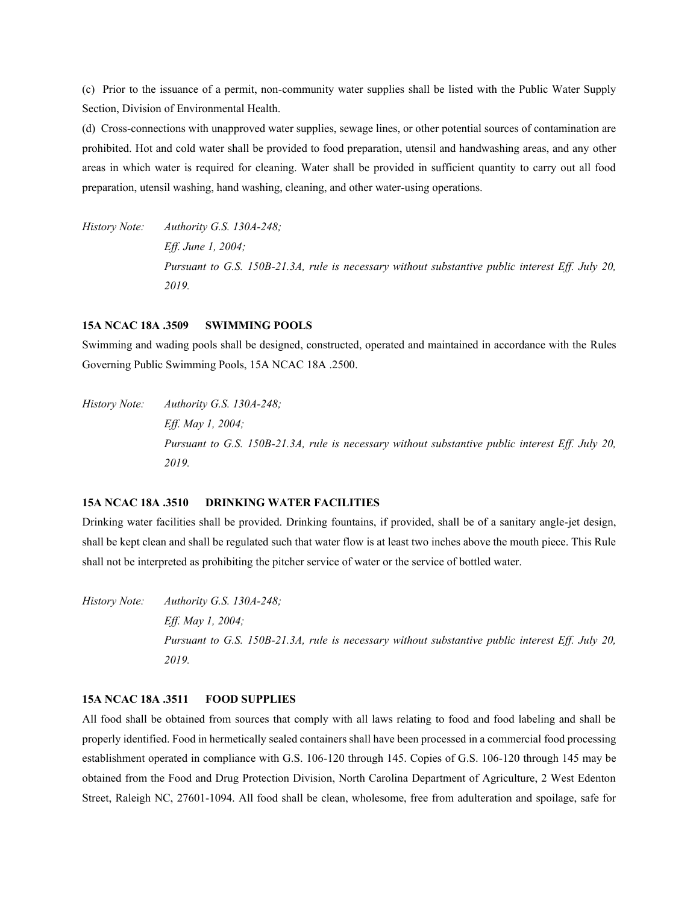(c) Prior to the issuance of a permit, non-community water supplies shall be listed with the Public Water Supply Section, Division of Environmental Health.

(d) Cross-connections with unapproved water supplies, sewage lines, or other potential sources of contamination are prohibited. Hot and cold water shall be provided to food preparation, utensil and handwashing areas, and any other areas in which water is required for cleaning. Water shall be provided in sufficient quantity to carry out all food preparation, utensil washing, hand washing, cleaning, and other water-using operations.

*History Note: Authority G.S. 130A-248;*
*Eff. June 1, 2004;*
*Pursuant to G.S. 150B-21.3A, rule is necessary without substantive public interest Eff. July 20, 2019.*

**15A NCAC 18A .3509 SWIMMING POOLS**

Swimming and wading pools shall be designed, constructed, operated and maintained in accordance with the Rules Governing Public Swimming Pools, 15A NCAC 18A .2500.

*History Note: Authority G.S. 130A-248;*
*Eff. May 1, 2004;*
*Pursuant to G.S. 150B-21.3A, rule is necessary without substantive public interest Eff. July 20, 2019.*

**15A NCAC 18A .3510 DRINKING WATER FACILITIES**

Drinking water facilities shall be provided. Drinking fountains, if provided, shall be of a sanitary angle-jet design, shall be kept clean and shall be regulated such that water flow is at least two inches above the mouth piece. This Rule shall not be interpreted as prohibiting the pitcher service of water or the service of bottled water.

*History Note: Authority G.S. 130A-248;*
*Eff. May 1, 2004;*
*Pursuant to G.S. 150B-21.3A, rule is necessary without substantive public interest Eff. July 20, 2019.*

**15A NCAC 18A .3511 FOOD SUPPLIES**

All food shall be obtained from sources that comply with all laws relating to food and food labeling and shall be properly identified. Food in hermetically sealed containers shall have been processed in a commercial food processing establishment operated in compliance with G.S. 106-120 through 145. Copies of G.S. 106-120 through 145 may be obtained from the Food and Drug Protection Division, North Carolina Department of Agriculture, 2 West Edenton Street, Raleigh NC, 27601-1094. All food shall be clean, wholesome, free from adulteration and spoilage, safe for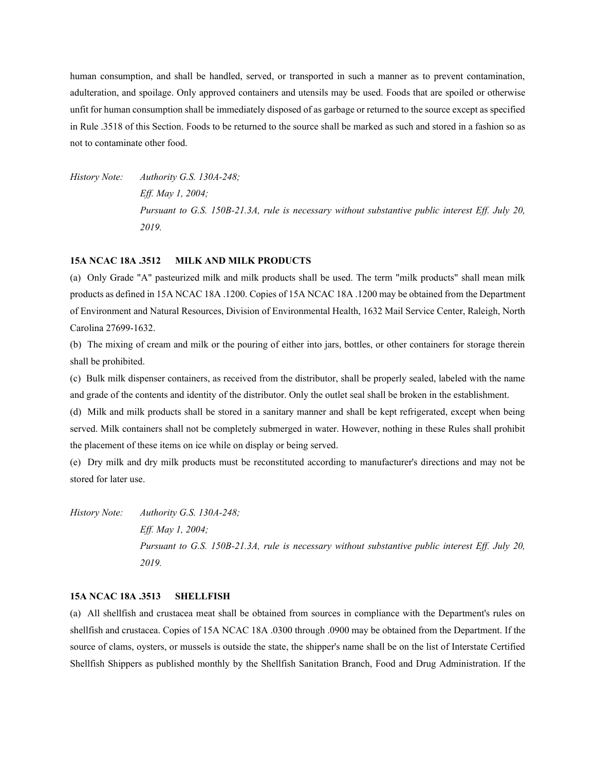human consumption, and shall be handled, served, or transported in such a manner as to prevent contamination, adulteration, and spoilage. Only approved containers and utensils may be used. Foods that are spoiled or otherwise unfit for human consumption shall be immediately disposed of as garbage or returned to the source except as specified in Rule .3518 of this Section. Foods to be returned to the source shall be marked as such and stored in a fashion so as not to contaminate other food.

*History Note: Authority G.S. 130A-248;*
*Eff. May 1, 2004;*
*Pursuant to G.S. 150B-21.3A, rule is necessary without substantive public interest Eff. July 20, 2019.*

**15A NCAC 18A .3512 MILK AND MILK PRODUCTS**

(a) Only Grade "A" pasteurized milk and milk products shall be used. The term "milk products" shall mean milk products as defined in 15A NCAC 18A .1200. Copies of 15A NCAC 18A .1200 may be obtained from the Department of Environment and Natural Resources, Division of Environmental Health, 1632 Mail Service Center, Raleigh, North Carolina 27699-1632.

(b) The mixing of cream and milk or the pouring of either into jars, bottles, or other containers for storage therein shall be prohibited.

(c) Bulk milk dispenser containers, as received from the distributor, shall be properly sealed, labeled with the name and grade of the contents and identity of the distributor. Only the outlet seal shall be broken in the establishment.

(d) Milk and milk products shall be stored in a sanitary manner and shall be kept refrigerated, except when being served. Milk containers shall not be completely submerged in water. However, nothing in these Rules shall prohibit the placement of these items on ice while on display or being served.

(e) Dry milk and dry milk products must be reconstituted according to manufacturer's directions and may not be stored for later use.

*History Note: Authority G.S. 130A-248;*
*Eff. May 1, 2004;*
*Pursuant to G.S. 150B-21.3A, rule is necessary without substantive public interest Eff. July 20, 2019.*

**15A NCAC 18A .3513 SHELLFISH**

(a) All shellfish and crustacea meat shall be obtained from sources in compliance with the Department's rules on shellfish and crustacea. Copies of 15A NCAC 18A .0300 through .0900 may be obtained from the Department. If the source of clams, oysters, or mussels is outside the state, the shipper's name shall be on the list of Interstate Certified Shellfish Shippers as published monthly by the Shellfish Sanitation Branch, Food and Drug Administration. If the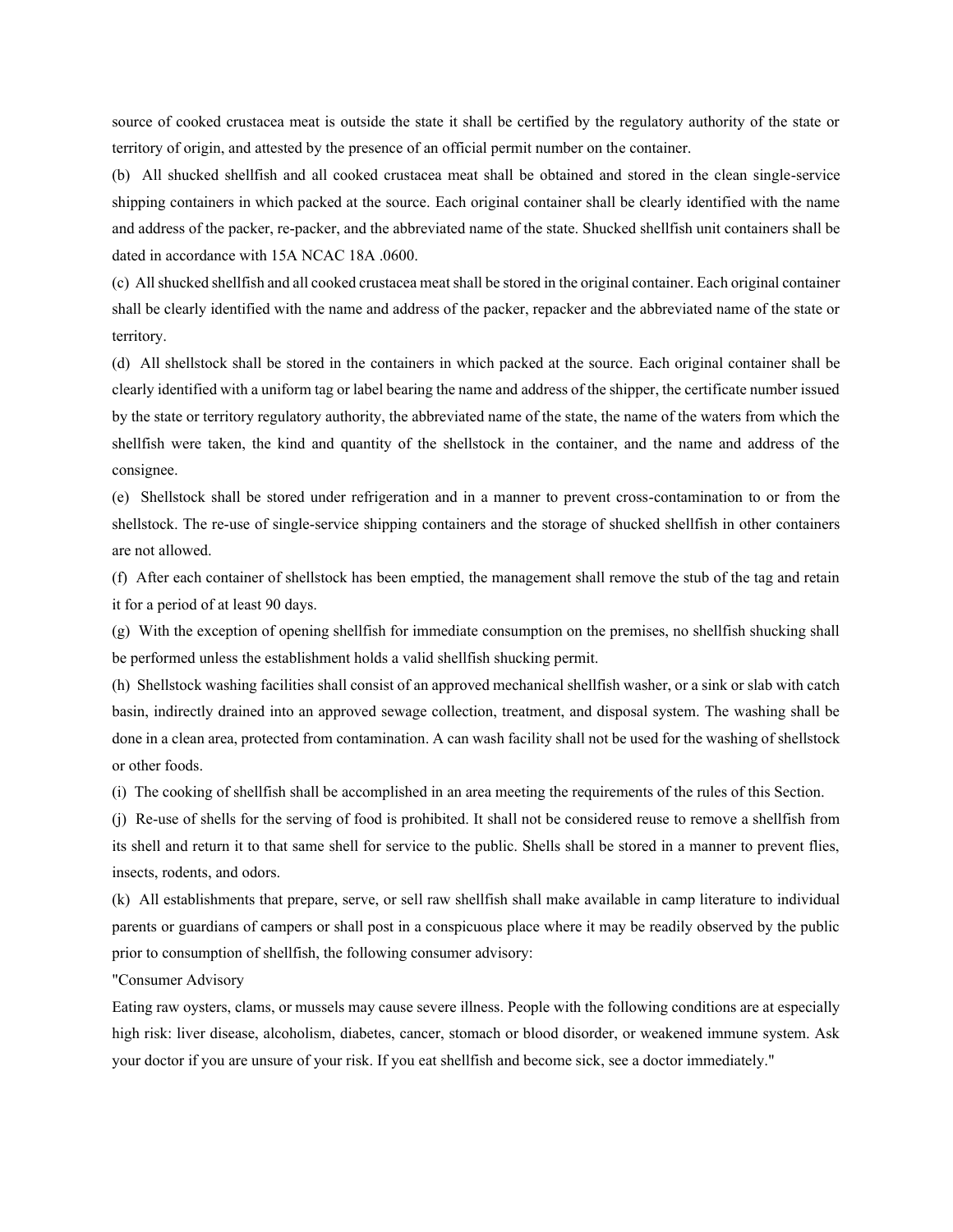source of cooked crustacea meat is outside the state it shall be certified by the regulatory authority of the state or territory of origin, and attested by the presence of an official permit number on the container.

(b) All shucked shellfish and all cooked crustacea meat shall be obtained and stored in the clean single-service shipping containers in which packed at the source. Each original container shall be clearly identified with the name and address of the packer, re-packer, and the abbreviated name of the state. Shucked shellfish unit containers shall be dated in accordance with 15A NCAC 18A .0600.

(c) All shucked shellfish and all cooked crustacea meat shall be stored in the original container. Each original container shall be clearly identified with the name and address of the packer, repacker and the abbreviated name of the state or territory.

(d) All shellstock shall be stored in the containers in which packed at the source. Each original container shall be clearly identified with a uniform tag or label bearing the name and address of the shipper, the certificate number issued by the state or territory regulatory authority, the abbreviated name of the state, the name of the waters from which the shellfish were taken, the kind and quantity of the shellstock in the container, and the name and address of the consignee.

(e) Shellstock shall be stored under refrigeration and in a manner to prevent cross-contamination to or from the shellstock. The re-use of single-service shipping containers and the storage of shucked shellfish in other containers are not allowed.

(f) After each container of shellstock has been emptied, the management shall remove the stub of the tag and retain it for a period of at least 90 days.

(g) With the exception of opening shellfish for immediate consumption on the premises, no shellfish shucking shall be performed unless the establishment holds a valid shellfish shucking permit.

(h) Shellstock washing facilities shall consist of an approved mechanical shellfish washer, or a sink or slab with catch basin, indirectly drained into an approved sewage collection, treatment, and disposal system. The washing shall be done in a clean area, protected from contamination. A can wash facility shall not be used for the washing of shellstock or other foods.

(i) The cooking of shellfish shall be accomplished in an area meeting the requirements of the rules of this Section.

(j) Re-use of shells for the serving of food is prohibited. It shall not be considered reuse to remove a shellfish from its shell and return it to that same shell for service to the public. Shells shall be stored in a manner to prevent flies, insects, rodents, and odors.

(k) All establishments that prepare, serve, or sell raw shellfish shall make available in camp literature to individual parents or guardians of campers or shall post in a conspicuous place where it may be readily observed by the public prior to consumption of shellfish, the following consumer advisory:

"Consumer Advisory

Eating raw oysters, clams, or mussels may cause severe illness. People with the following conditions are at especially high risk: liver disease, alcoholism, diabetes, cancer, stomach or blood disorder, or weakened immune system. Ask your doctor if you are unsure of your risk. If you eat shellfish and become sick, see a doctor immediately."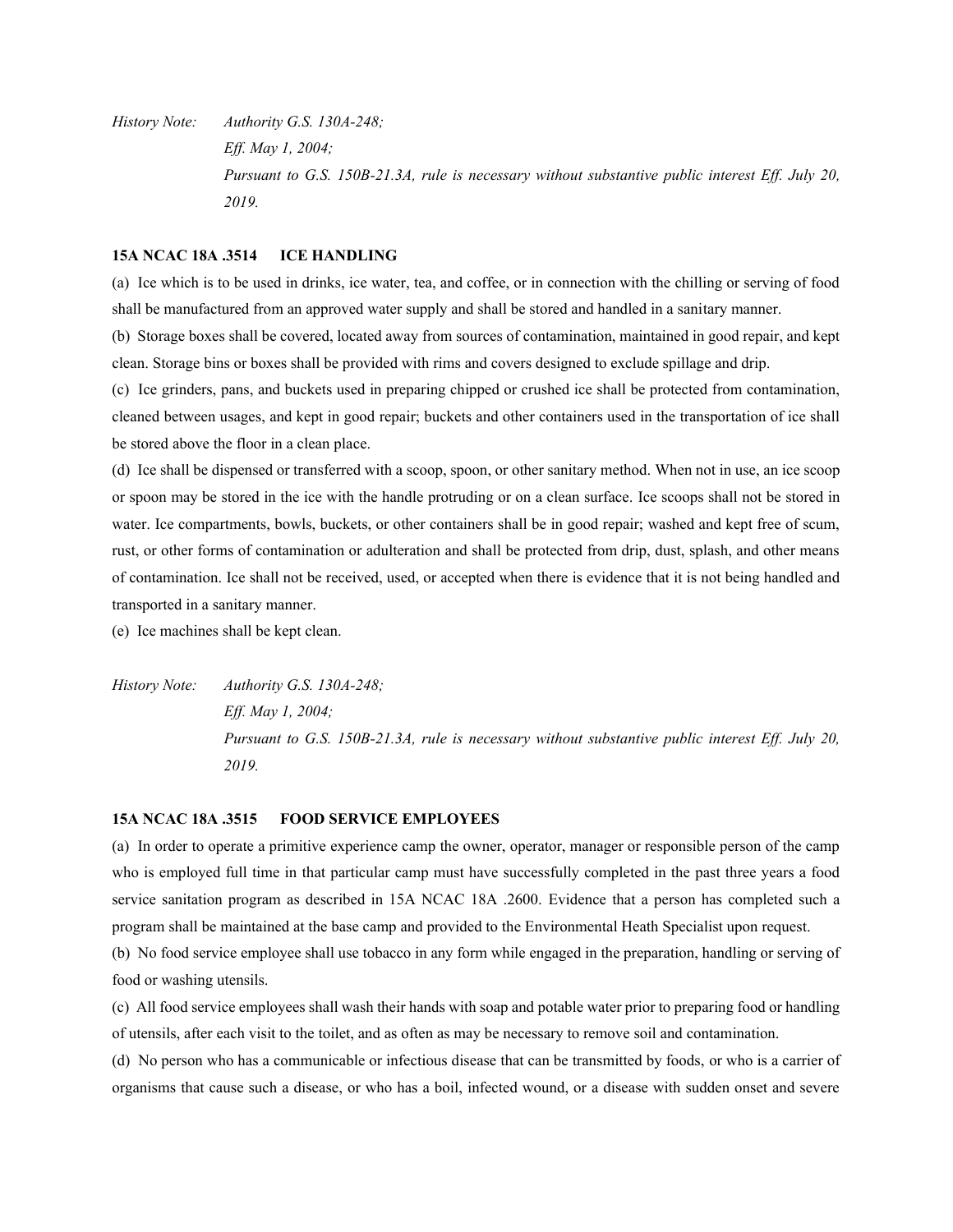*History Note: Authority G.S. 130A-248;*
*Eff. May 1, 2004;*
*Pursuant to G.S. 150B-21.3A, rule is necessary without substantive public interest Eff. July 20, 2019.*

### 15A NCAC 18A .3514 ICE HANDLING

(a) Ice which is to be used in drinks, ice water, tea, and coffee, or in connection with the chilling or serving of food shall be manufactured from an approved water supply and shall be stored and handled in a sanitary manner.

(b) Storage boxes shall be covered, located away from sources of contamination, maintained in good repair, and kept clean. Storage bins or boxes shall be provided with rims and covers designed to exclude spillage and drip.

(c) Ice grinders, pans, and buckets used in preparing chipped or crushed ice shall be protected from contamination, cleaned between usages, and kept in good repair; buckets and other containers used in the transportation of ice shall be stored above the floor in a clean place.

(d) Ice shall be dispensed or transferred with a scoop, spoon, or other sanitary method. When not in use, an ice scoop or spoon may be stored in the ice with the handle protruding or on a clean surface. Ice scoops shall not be stored in water. Ice compartments, bowls, buckets, or other containers shall be in good repair; washed and kept free of scum, rust, or other forms of contamination or adulteration and shall be protected from drip, dust, splash, and other means of contamination. Ice shall not be received, used, or accepted when there is evidence that it is not being handled and transported in a sanitary manner.

(e) Ice machines shall be kept clean.

*History Note: Authority G.S. 130A-248;*
*Eff. May 1, 2004;*
*Pursuant to G.S. 150B-21.3A, rule is necessary without substantive public interest Eff. July 20, 2019.*

### 15A NCAC 18A .3515 FOOD SERVICE EMPLOYEES

(a) In order to operate a primitive experience camp the owner, operator, manager or responsible person of the camp who is employed full time in that particular camp must have successfully completed in the past three years a food service sanitation program as described in 15A NCAC 18A .2600. Evidence that a person has completed such a program shall be maintained at the base camp and provided to the Environmental Heath Specialist upon request.

(b) No food service employee shall use tobacco in any form while engaged in the preparation, handling or serving of food or washing utensils.

(c) All food service employees shall wash their hands with soap and potable water prior to preparing food or handling of utensils, after each visit to the toilet, and as often as may be necessary to remove soil and contamination.

(d) No person who has a communicable or infectious disease that can be transmitted by foods, or who is a carrier of organisms that cause such a disease, or who has a boil, infected wound, or a disease with sudden onset and severe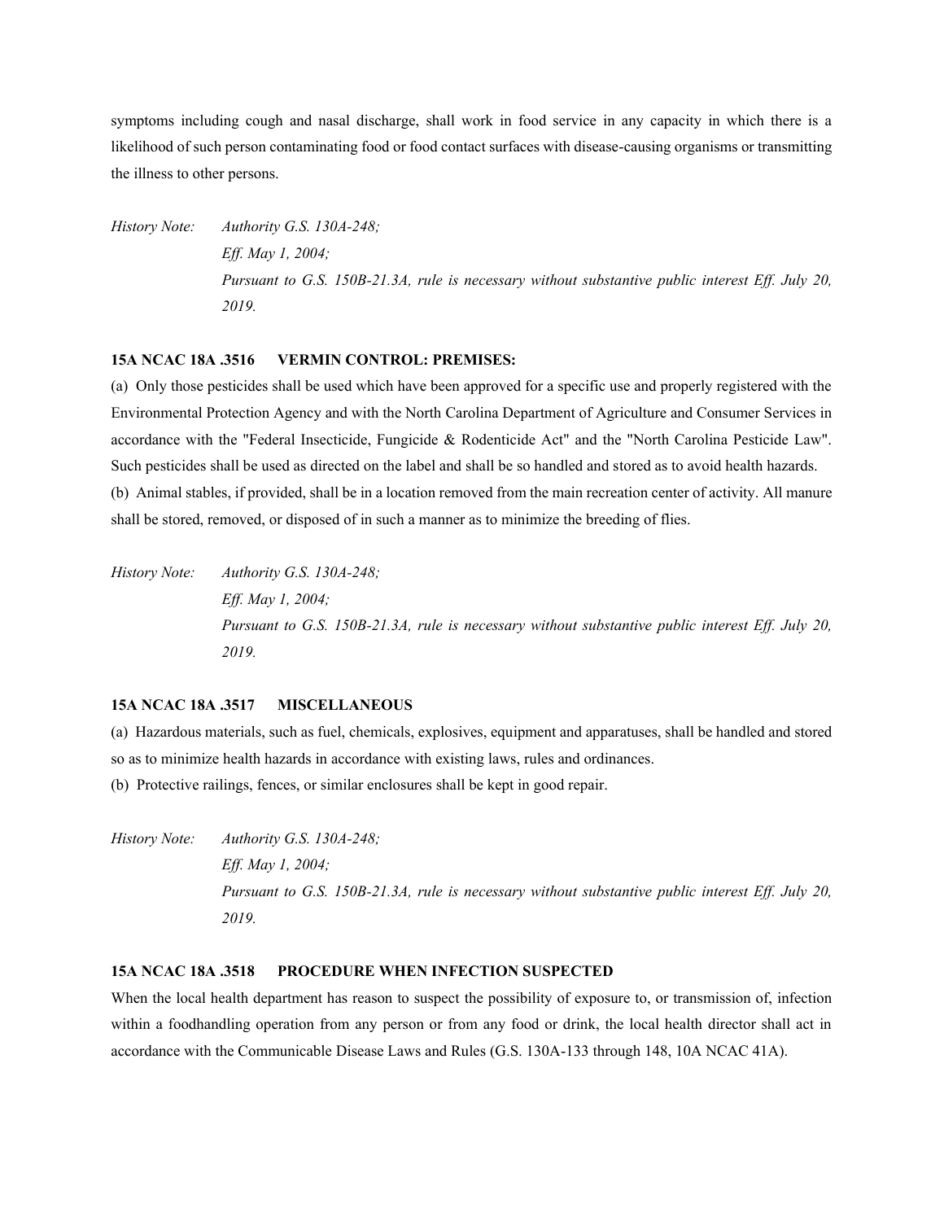symptoms including cough and nasal discharge, shall work in food service in any capacity in which there is a likelihood of such person contaminating food or food contact surfaces with disease-causing organisms or transmitting the illness to other persons.

*History Note: Authority G.S. 130A-248;*
*Eff. May 1, 2004;*
*Pursuant to G.S. 150B-21.3A, rule is necessary without substantive public interest Eff. July 20, 2019.*

**15A NCAC 18A .3516 VERMIN CONTROL: PREMISES:**

(a) Only those pesticides shall be used which have been approved for a specific use and properly registered with the Environmental Protection Agency and with the North Carolina Department of Agriculture and Consumer Services in accordance with the "Federal Insecticide, Fungicide & Rodenticide Act" and the "North Carolina Pesticide Law". Such pesticides shall be used as directed on the label and shall be so handled and stored as to avoid health hazards.
(b) Animal stables, if provided, shall be in a location removed from the main recreation center of activity. All manure shall be stored, removed, or disposed of in such a manner as to minimize the breeding of flies.

*History Note: Authority G.S. 130A-248;*
*Eff. May 1, 2004;*
*Pursuant to G.S. 150B-21.3A, rule is necessary without substantive public interest Eff. July 20, 2019.*

**15A NCAC 18A .3517 MISCELLANEOUS**

(a) Hazardous materials, such as fuel, chemicals, explosives, equipment and apparatuses, shall be handled and stored so as to minimize health hazards in accordance with existing laws, rules and ordinances.
(b) Protective railings, fences, or similar enclosures shall be kept in good repair.

*History Note: Authority G.S. 130A-248;*
*Eff. May 1, 2004;*
*Pursuant to G.S. 150B-21.3A, rule is necessary without substantive public interest Eff. July 20, 2019.*

**15A NCAC 18A .3518 PROCEDURE WHEN INFECTION SUSPECTED**

When the local health department has reason to suspect the possibility of exposure to, or transmission of, infection within a foodhandling operation from any person or from any food or drink, the local health director shall act in accordance with the Communicable Disease Laws and Rules (G.S. 130A-133 through 148, 10A NCAC 41A).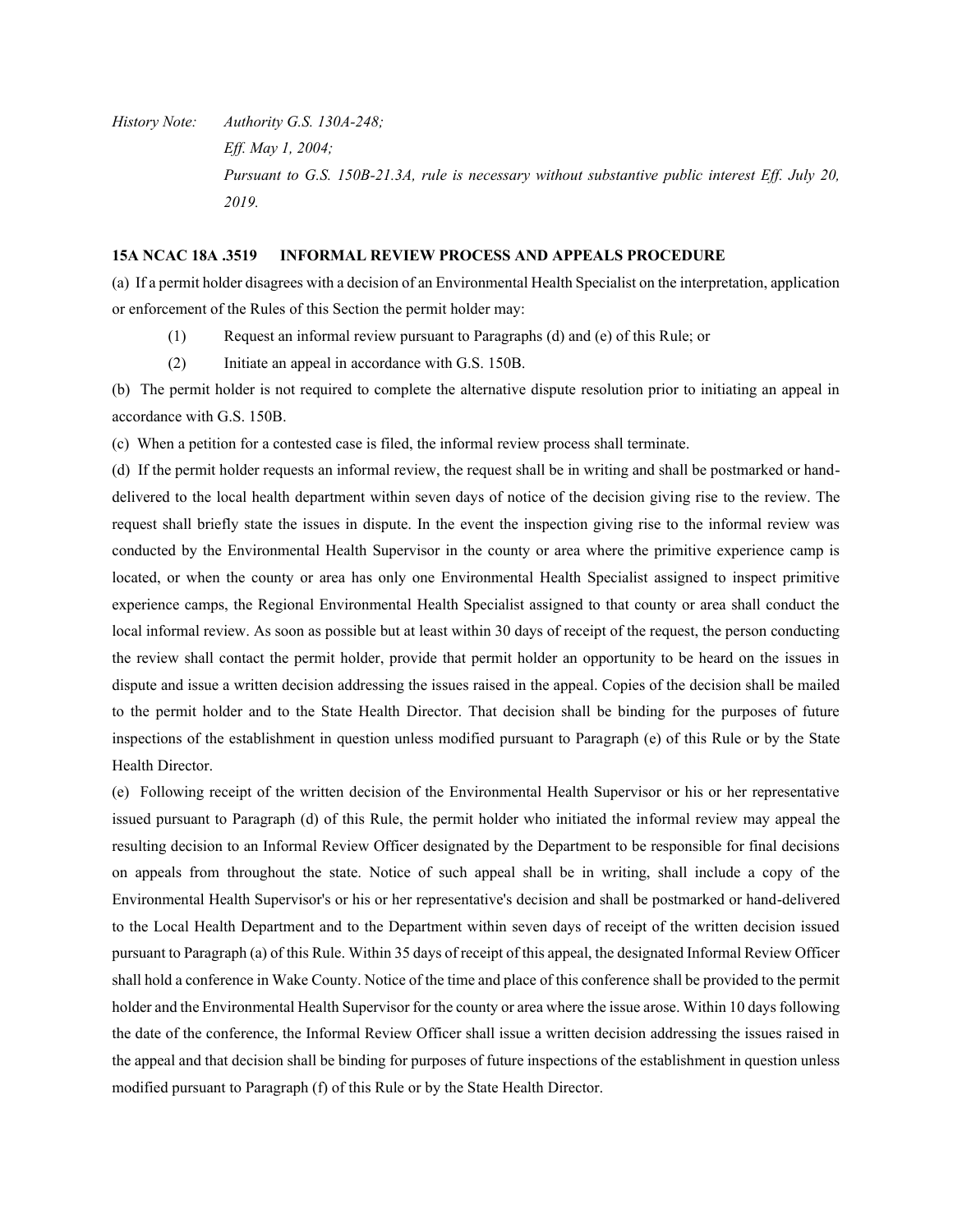*History Note: Authority G.S. 130A-248;*
*Eff. May 1, 2004;*
*Pursuant to G.S. 150B-21.3A, rule is necessary without substantive public interest Eff. July 20, 2019.*

**15A NCAC 18A .3519 INFORMAL REVIEW PROCESS AND APPEALS PROCEDURE**

(a) If a permit holder disagrees with a decision of an Environmental Health Specialist on the interpretation, application or enforcement of the Rules of this Section the permit holder may:

(1) Request an informal review pursuant to Paragraphs (d) and (e) of this Rule; or

(2) Initiate an appeal in accordance with G.S. 150B.

(b) The permit holder is not required to complete the alternative dispute resolution prior to initiating an appeal in accordance with G.S. 150B.

(c) When a petition for a contested case is filed, the informal review process shall terminate.

(d) If the permit holder requests an informal review, the request shall be in writing and shall be postmarked or hand-delivered to the local health department within seven days of notice of the decision giving rise to the review. The request shall briefly state the issues in dispute. In the event the inspection giving rise to the informal review was conducted by the Environmental Health Supervisor in the county or area where the primitive experience camp is located, or when the county or area has only one Environmental Health Specialist assigned to inspect primitive experience camps, the Regional Environmental Health Specialist assigned to that county or area shall conduct the local informal review. As soon as possible but at least within 30 days of receipt of the request, the person conducting the review shall contact the permit holder, provide that permit holder an opportunity to be heard on the issues in dispute and issue a written decision addressing the issues raised in the appeal. Copies of the decision shall be mailed to the permit holder and to the State Health Director. That decision shall be binding for the purposes of future inspections of the establishment in question unless modified pursuant to Paragraph (e) of this Rule or by the State Health Director.

(e) Following receipt of the written decision of the Environmental Health Supervisor or his or her representative issued pursuant to Paragraph (d) of this Rule, the permit holder who initiated the informal review may appeal the resulting decision to an Informal Review Officer designated by the Department to be responsible for final decisions on appeals from throughout the state. Notice of such appeal shall be in writing, shall include a copy of the Environmental Health Supervisor's or his or her representative's decision and shall be postmarked or hand-delivered to the Local Health Department and to the Department within seven days of receipt of the written decision issued pursuant to Paragraph (a) of this Rule. Within 35 days of receipt of this appeal, the designated Informal Review Officer shall hold a conference in Wake County. Notice of the time and place of this conference shall be provided to the permit holder and the Environmental Health Supervisor for the county or area where the issue arose. Within 10 days following the date of the conference, the Informal Review Officer shall issue a written decision addressing the issues raised in the appeal and that decision shall be binding for purposes of future inspections of the establishment in question unless modified pursuant to Paragraph (f) of this Rule or by the State Health Director.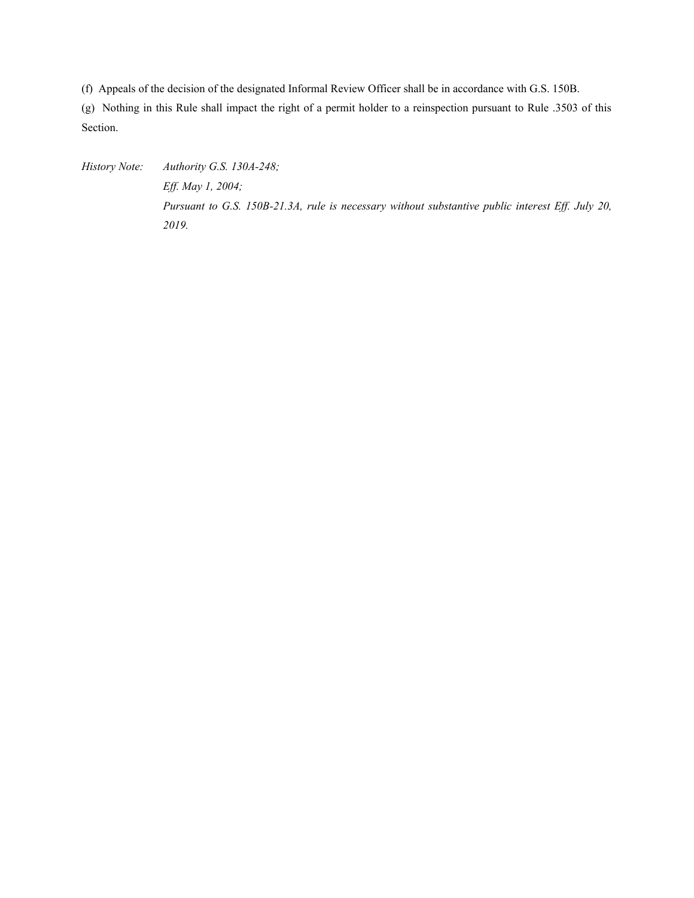(f) Appeals of the decision of the designated Informal Review Officer shall be in accordance with G.S. 150B.

(g) Nothing in this Rule shall impact the right of a permit holder to a reinspection pursuant to Rule .3503 of this Section.

*History Note:* *Authority G.S. 130A-248;*
*Eff. May 1, 2004;*
*Pursuant to G.S. 150B-21.3A, rule is necessary without substantive public interest Eff. July 20, 2019.*